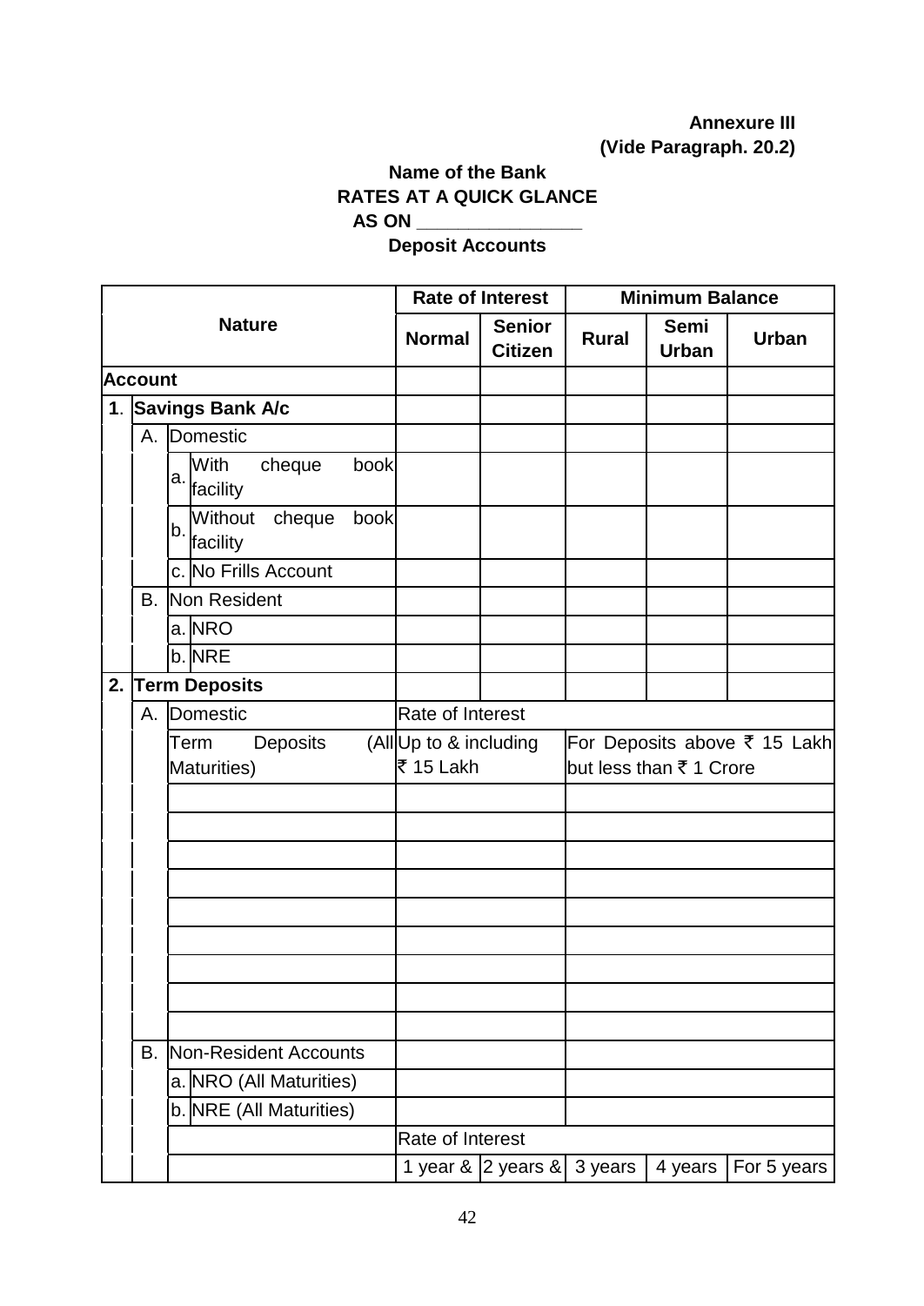**Annexure III**
**(Vide Paragraph. 20.2)**

**Name of the Bank**
**RATES AT A QUICK GLANCE**
**AS ON _______________**
**Deposit Accounts**

| Nature | | | | Rate of Interest | | Minimum Balance | | |
|---|---|---|---|---|---|---|---|---|
| | | | | **Normal** | **Senior Citizen** | **Rural** | **Semi Urban** | **Urban** |
| **Account** | | | | | | | | |
| **1.** | **Savings Bank A/c** | | | | | | | |
| | A. | Domestic | | | | | | |
| | | a. | With cheque book facility | | | | | |
| | | b. | Without cheque book facility | | | | | |
| | | c. | No Frills Account | | | | | |
| | B. | Non Resident | | | | | | |
| | | a. | NRO | | | | | |
| | | b. | NRE | | | | | |
| **2.** | **Term Deposits** | | | | | | | |
| | A. | Domestic | | Rate of Interest | | | | |
| | | Term Deposits (All Maturities) | | Up to & including ₹ 15 Lakh | | For Deposits above ₹ 15 Lakh but less than ₹ 1 Crore | | |
| | | | | | | | | |
| | | | | | | | | |
| | | | | | | | | |
| | | | | | | | | |
| | | | | | | | | |
| | | | | | | | | |
| | | | | | | | | |
| | | | | | | | | |
| | | | | | | | | |
| | B. | Non-Resident Accounts | | | | | | |
| | | a. | NRO (All Maturities) | | | | | |
| | | b. | NRE (All Maturities) | | | | | |
| | | | | Rate of Interest | | | | |
| | | | | 1 year & | 2 years & | 3 years | 4 years | For 5 years |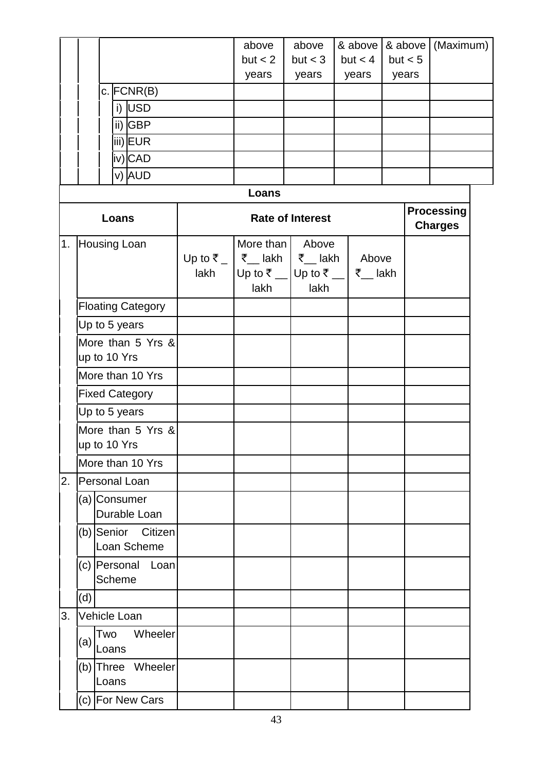| | | | | | above but < 2 years | above but < 3 years | & above but < 4 years | & above but < 5 years | (Maximum) |
|---|---|---|---|---|---|---|---|---|---|
| | | c. | FCNR(B) | | | | | | |
| | | | i) | USD | | | | | |
| | | | ii) | GBP | | | | | |
| | | | iii) | EUR | | | | | |
| | | | iv) | CAD | | | | | |
| | | | v) | AUD | | | | | |

**Loans**

| | | Loans | Rate of Interest | | | | Processing Charges |
|---|---|---|---|---|---|---|---|
| 1. | | Housing Loan | Up to ₹ _ lakh | More than ₹__ lakh Up to ₹ __ lakh | Above ₹__ lakh Up to ₹ __ lakh | Above ₹__ lakh | |
| | | Floating Category | | | | | |
| | | Up to 5 years | | | | | |
| | | More than 5 Yrs & up to 10 Yrs | | | | | |
| | | More than 10 Yrs | | | | | |
| | | Fixed Category | | | | | |
| | | Up to 5 years | | | | | |
| | | More than 5 Yrs & up to 10 Yrs | | | | | |
| | | More than 10 Yrs | | | | | |
| 2. | | Personal Loan | | | | | |
| | (a) | Consumer Durable Loan | | | | | |
| | (b) | Senior Citizen Loan Scheme | | | | | |
| | (c) | Personal Loan Scheme | | | | | |
| | (d) | | | | | | |
| 3. | | Vehicle Loan | | | | | |
| | (a) | Two Wheeler Loans | | | | | |
| | (b) | Three Wheeler Loans | | | | | |
| | (c) | For New Cars | | | | | |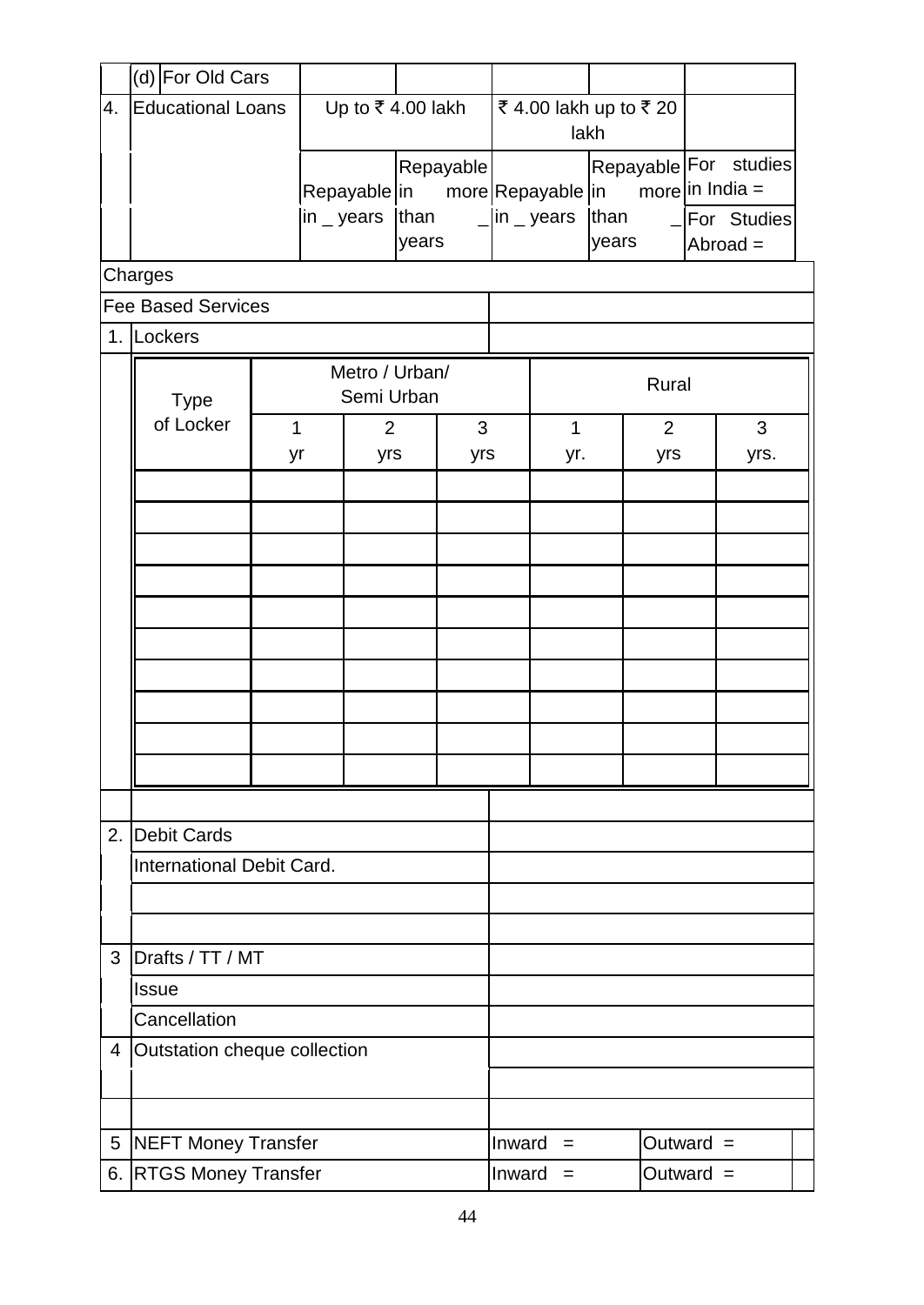| | | | | | | |
|---|---|---|---|---|---|---|
| | (d) For Old Cars | | | | | |
| 4. | Educational Loans | Up to ₹ 4.00 lakh | | ₹ 4.00 lakh up to ₹ 20 lakh | | |
| | | Repayable in _ years | Repayable in more than _ years | Repayable in _ years | Repayable in more than _ years | For studies in India = |
| | | | | | | For Studies Abroad = |

| | | |
|---|---|---|
| Charges | | |
| Fee Based Services | | |
| 1. | Lockers | |

| Type of Locker | Metro / Urban/ Semi Urban | | | Rural | | |
|---|---|---|---|---|---|---|
| | 1 yr | 2 yrs | 3 yrs | 1 yr. | 2 yrs | 3 yrs. |
| | | | | | | |
| | | | | | | |
| | | | | | | |
| | | | | | | |
| | | | | | | |
| | | | | | | |
| | | | | | | |
| | | | | | | |
| | | | | | | |
| | | | | | | |

| | | | |
|---|---|---|---|
| | | | |
| 2. | Debit Cards | | |
| | International Debit Card. | | |
| | | | |
| | | | |
| 3 | Drafts / TT / MT | | |
| | Issue | | |
| | Cancellation | | |
| 4 | Outstation cheque collection | | |
| | | | |
| | | | |
| 5 | NEFT Money Transfer | Inward = | Outward = |
| 6. | RTGS Money Transfer | Inward = | Outward = |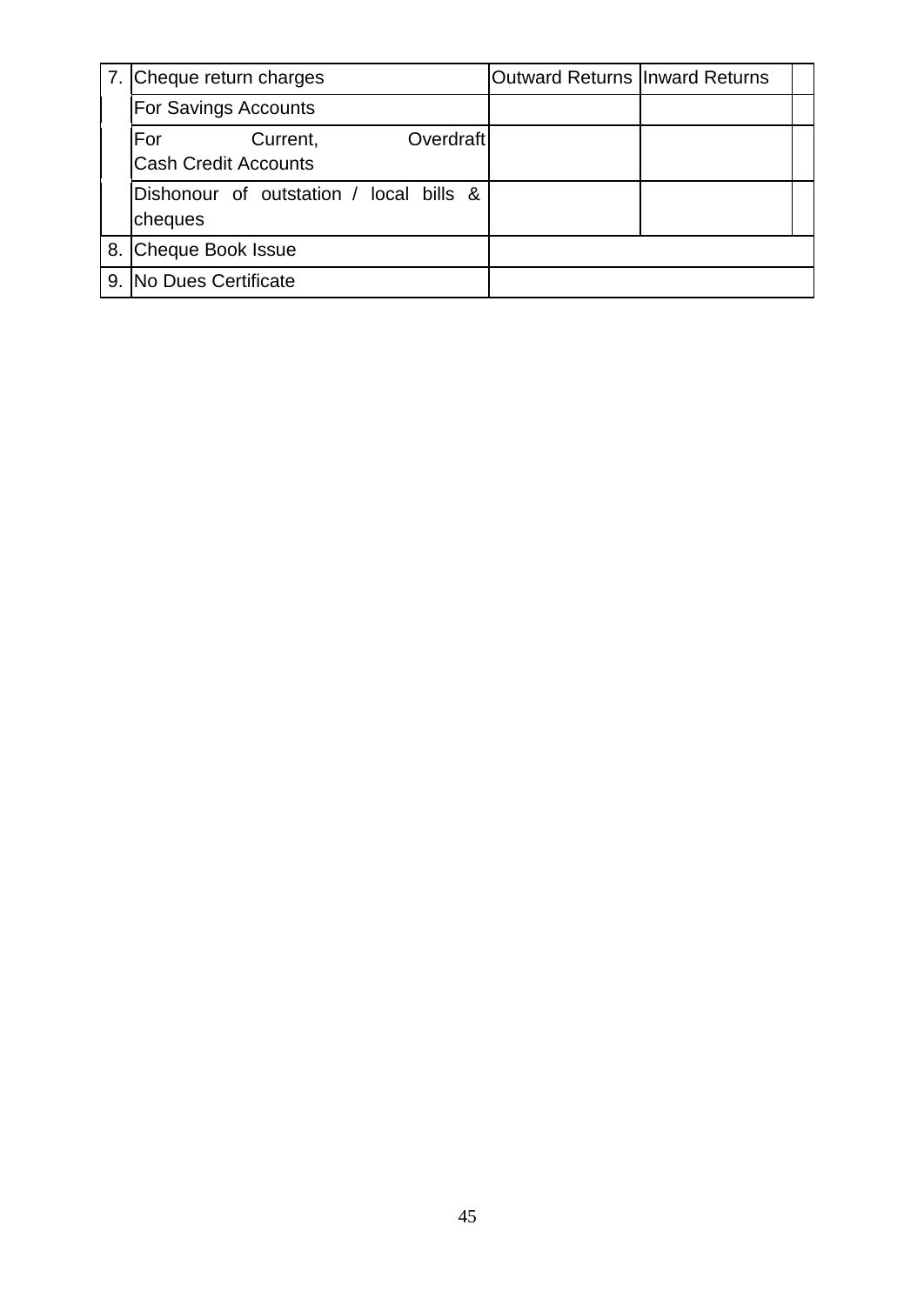| | | | | |
|---|---|---|---|---|
| 7. | Cheque return charges | Outward Returns | Inward Returns | |
| | For Savings Accounts | | | |
| | For Current, Overdraft Cash Credit Accounts | | | |
| | Dishonour of outstation / local bills & cheques | | | |
| 8. | Cheque Book Issue | | | |
| 9. | No Dues Certificate | | | |